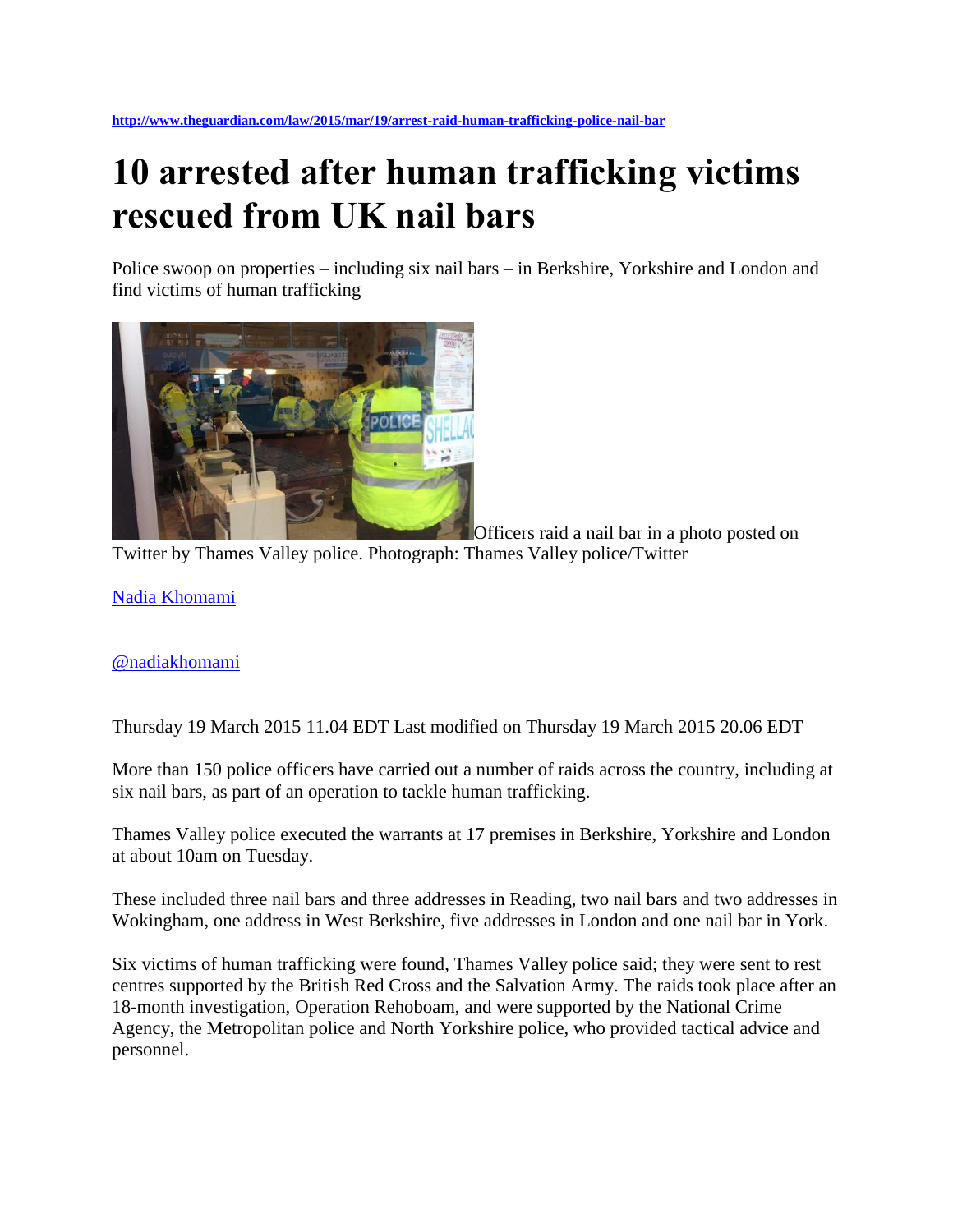http://www.theguardian.com/law/2015/mar/19/arrest-raid-human-trafficking-police-nail-bar

# 10 arrested after human trafficking victims rescued from UK nail bars

Police swoop on properties – including six nail bars – in Berkshire, Yorkshire and London and find victims of human trafficking

Officers raid a nail bar in a photo posted on Twitter by Thames Valley police. Photograph: Thames Valley police/Twitter

Nadia Khomami

@nadiakhomami

Thursday 19 March 2015 11.04 EDT Last modified on Thursday 19 March 2015 20.06 EDT

More than 150 police officers have carried out a number of raids across the country, including at six nail bars, as part of an operation to tackle human trafficking.

Thames Valley police executed the warrants at 17 premises in Berkshire, Yorkshire and London at about 10am on Tuesday.

These included three nail bars and three addresses in Reading, two nail bars and two addresses in Wokingham, one address in West Berkshire, five addresses in London and one nail bar in York.

Six victims of human trafficking were found, Thames Valley police said; they were sent to rest centres supported by the British Red Cross and the Salvation Army. The raids took place after an 18-month investigation, Operation Rehoboam, and were supported by the National Crime Agency, the Metropolitan police and North Yorkshire police, who provided tactical advice and personnel.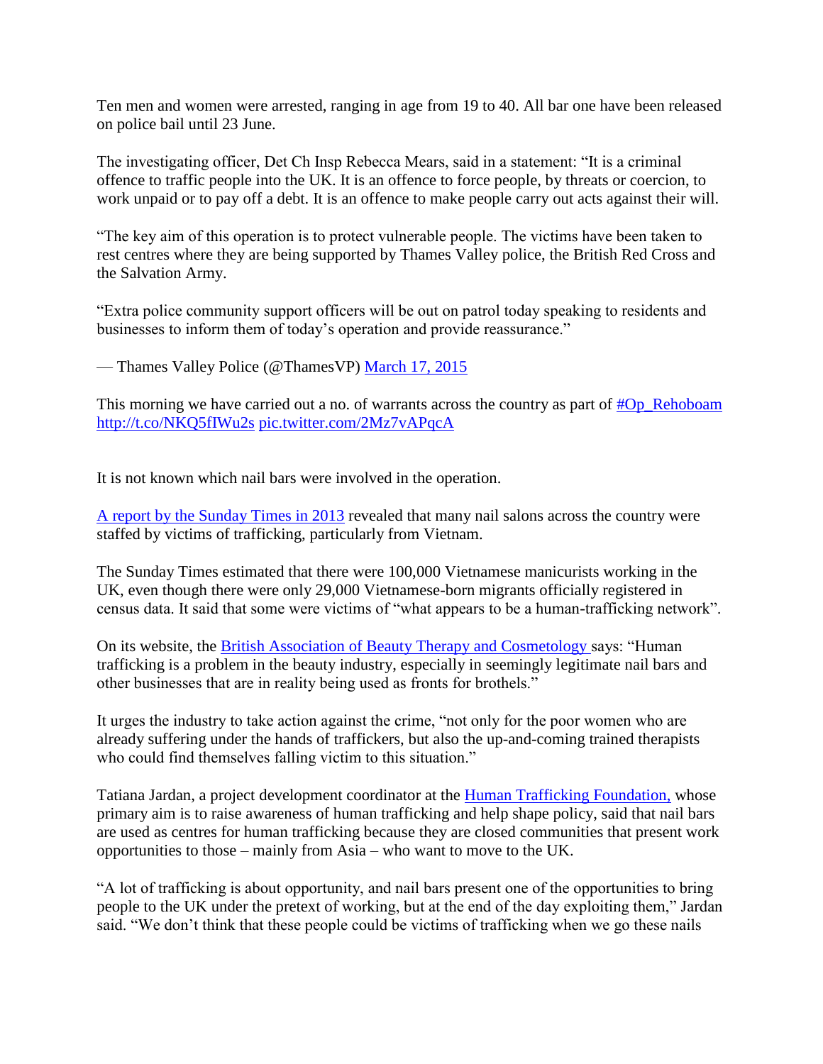Ten men and women were arrested, ranging in age from 19 to 40. All bar one have been released on police bail until 23 June.

The investigating officer, Det Ch Insp Rebecca Mears, said in a statement: "It is a criminal offence to traffic people into the UK. It is an offence to force people, by threats or coercion, to work unpaid or to pay off a debt. It is an offence to make people carry out acts against their will.

"The key aim of this operation is to protect vulnerable people. The victims have been taken to rest centres where they are being supported by Thames Valley police, the British Red Cross and the Salvation Army.

"Extra police community support officers will be out on patrol today speaking to residents and businesses to inform them of today's operation and provide reassurance."

— Thames Valley Police (@ThamesVP) [March 17, 2015]

This morning we have carried out a no. of warrants across the country as part of [#Op_Rehoboam] [http://t.co/NKQ5fIWu2s] [pic.twitter.com/2Mz7vAPqcA]

It is not known which nail bars were involved in the operation.

[A report by the Sunday Times in 2013] revealed that many nail salons across the country were staffed by victims of trafficking, particularly from Vietnam.

The Sunday Times estimated that there were 100,000 Vietnamese manicurists working in the UK, even though there were only 29,000 Vietnamese-born migrants officially registered in census data. It said that some were victims of "what appears to be a human-trafficking network".

On its website, the [British Association of Beauty Therapy and Cosmetology] says: "Human trafficking is a problem in the beauty industry, especially in seemingly legitimate nail bars and other businesses that are in reality being used as fronts for brothels."

It urges the industry to take action against the crime, "not only for the poor women who are already suffering under the hands of traffickers, but also the up-and-coming trained therapists who could find themselves falling victim to this situation."

Tatiana Jardan, a project development coordinator at the [Human Trafficking Foundation,] whose primary aim is to raise awareness of human trafficking and help shape policy, said that nail bars are used as centres for human trafficking because they are closed communities that present work opportunities to those – mainly from Asia – who want to move to the UK.

"A lot of trafficking is about opportunity, and nail bars present one of the opportunities to bring people to the UK under the pretext of working, but at the end of the day exploiting them," Jardan said. "We don't think that these people could be victims of trafficking when we go these nails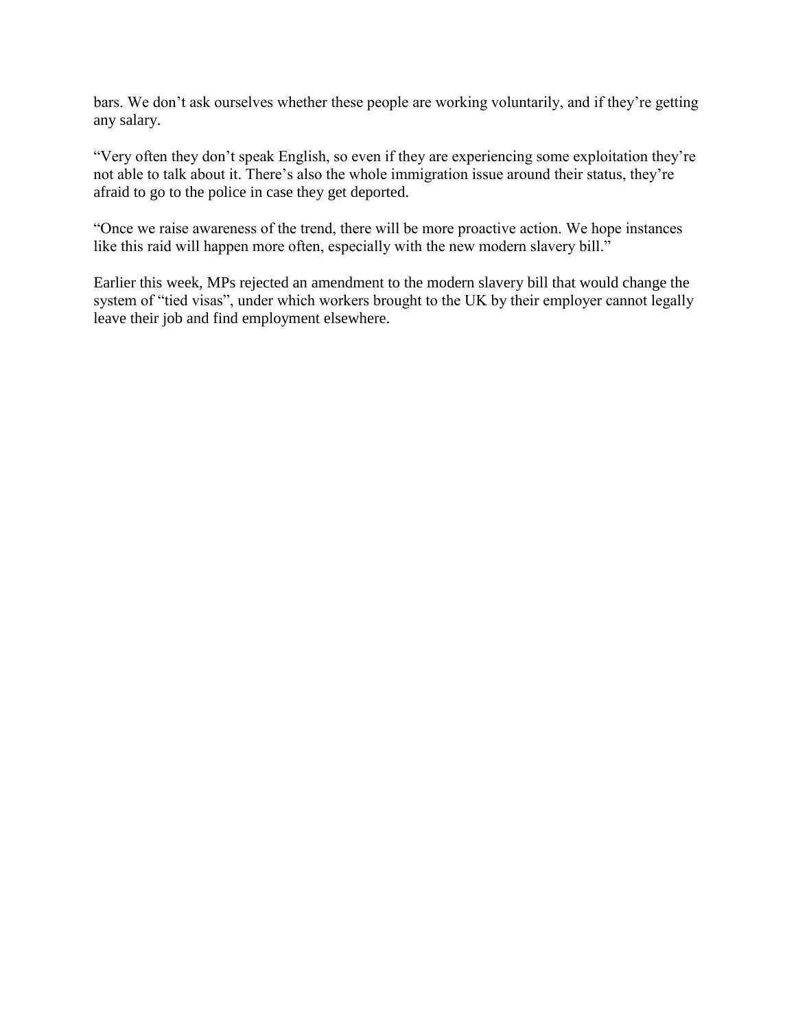bars. We don't ask ourselves whether these people are working voluntarily, and if they're getting any salary.

"Very often they don't speak English, so even if they are experiencing some exploitation they're not able to talk about it. There's also the whole immigration issue around their status, they're afraid to go to the police in case they get deported.

"Once we raise awareness of the trend, there will be more proactive action. We hope instances like this raid will happen more often, especially with the new modern slavery bill."

Earlier this week, MPs rejected an amendment to the modern slavery bill that would change the system of "tied visas", under which workers brought to the UK by their employer cannot legally leave their job and find employment elsewhere.